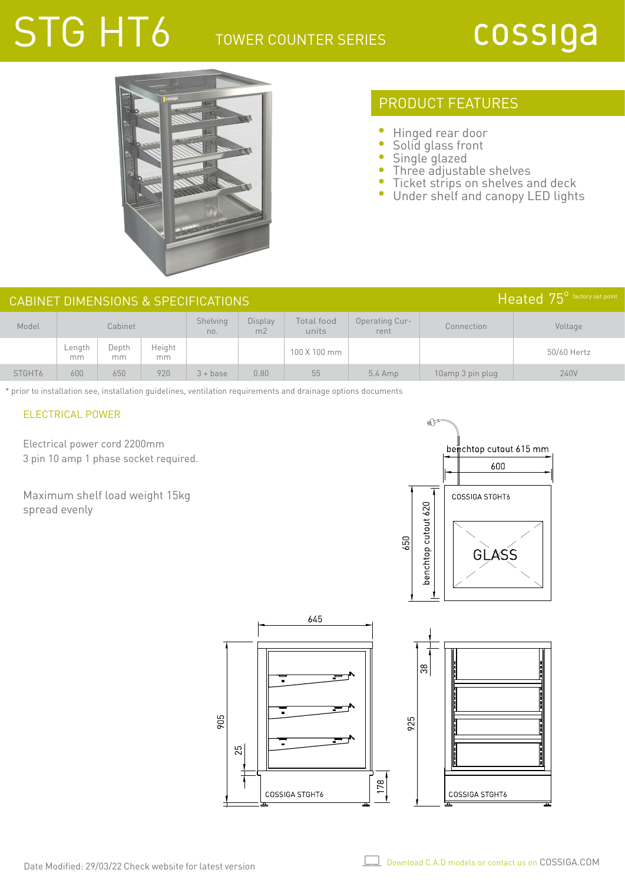# STG HT6

TOWER COUNTER SERIES

cossiga

## PRODUCT FEATURES

- Hinged rear door
- Solid glass front
- Single glazed
- Three adjustable shelves
- Ticket strips on shelves and deck
- Under shelf and canopy LED lights

## CABINET DIMENSIONS & SPECIFICATIONS

Heated 75° factory set point

| Model | Cabinet | | | Shelving no. | Display m2 | Total food units | Operating Current | Connection | Voltage |
|---|---|---|---|---|---|---|---|---|---|
| | Length mm | Depth mm | Height mm | | | 100 X 100 mm | | | 50/60 Hertz |
| STGHT6 | 600 | 650 | 920 | 3 + base | 0.80 | 55 | 5.4 Amp | 10amp 3 pin plug | 240V |

* prior to installation see, installation guidelines, ventilation requirements and drainage options documents

### ELECTRICAL POWER

Electrical power cord 2200mm
3 pin 10 amp 1 phase socket required.

Maximum shelf load weight 15kg
spread evenly

benchtop cutout 615 mm
600
650
benchtop cutout 620
COSSIGA STGHT6
GLASS

645
905
25
178
COSSIGA STGHT6

38
925
COSSIGA STGHT6

Date Modified: 29/03/22 Check website for latest version

Download C.A.D models or contact us on COSSIGA.COM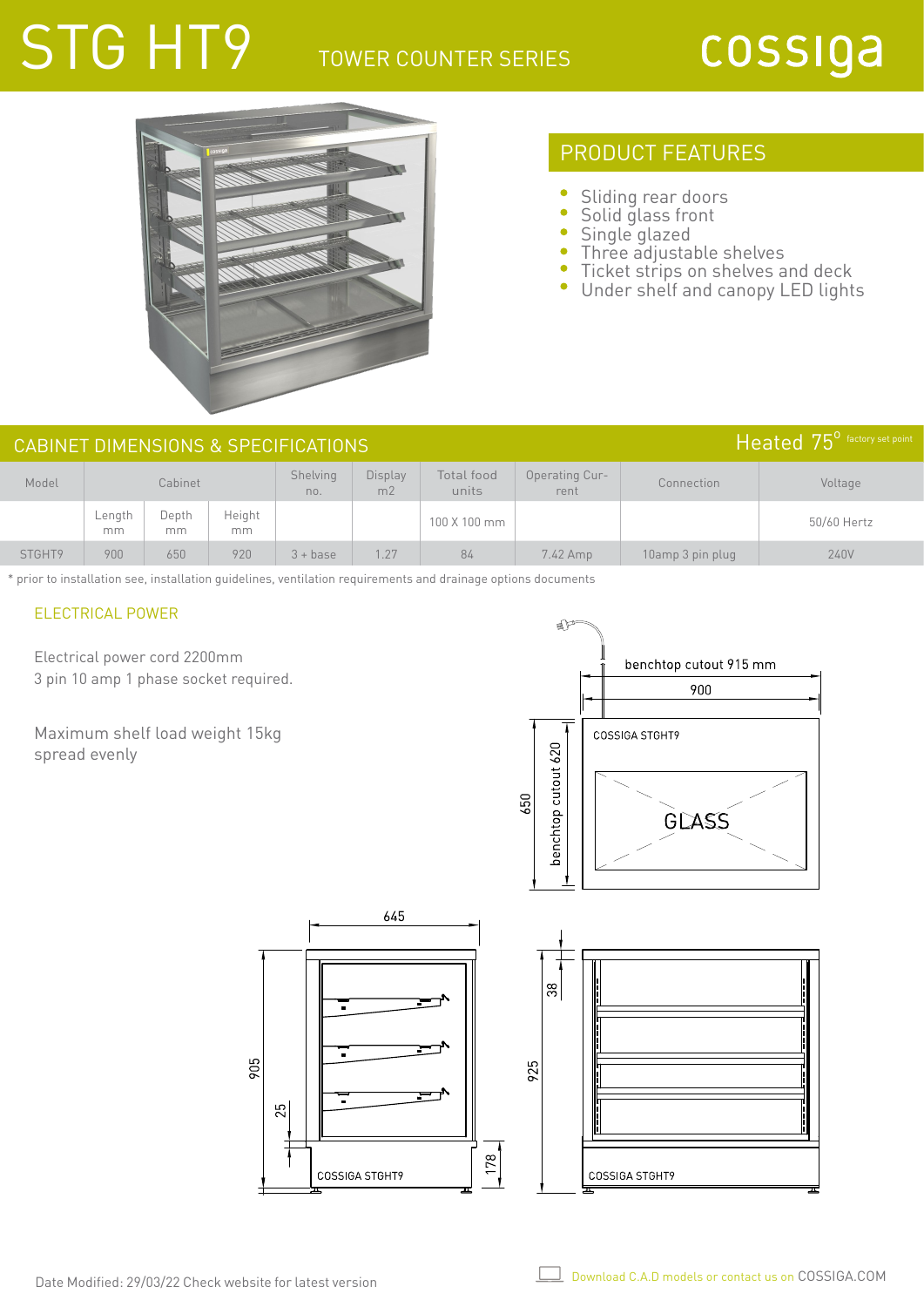# STG HT9

TOWER COUNTER SERIES

cossiga

## PRODUCT FEATURES

- Sliding rear doors
- Solid glass front
- Single glazed
- Three adjustable shelves
- Ticket strips on shelves and deck
- Under shelf and canopy LED lights

## CABINET DIMENSIONS & SPECIFICATIONS

Heated 75° factory set point

| Model | Cabinet | | | Shelving no. | Display m2 | Total food units | Operating Current | Connection | Voltage |
|---|---|---|---|---|---|---|---|---|---|
| | Length mm | Depth mm | Height mm | | | 100 X 100 mm | | | 50/60 Hertz |
| STGHT9 | 900 | 650 | 920 | 3 + base | 1.27 | 84 | 7.42 Amp | 10amp 3 pin plug | 240V |

* prior to installation see, installation guidelines, ventilation requirements and drainage options documents

### ELECTRICAL POWER

Electrical power cord 2200mm
3 pin 10 amp 1 phase socket required.

Maximum shelf load weight 15kg
spread evenly

benchtop cutout 915 mm

900

COSSIGA STGHT9

GLASS

650

benchtop cutout 620

645

905

25

178

COSSIGA STGHT9

38

925

COSSIGA STGHT9

Date Modified: 29/03/22 Check website for latest version

Download C.A.D models or contact us on COSSIGA.COM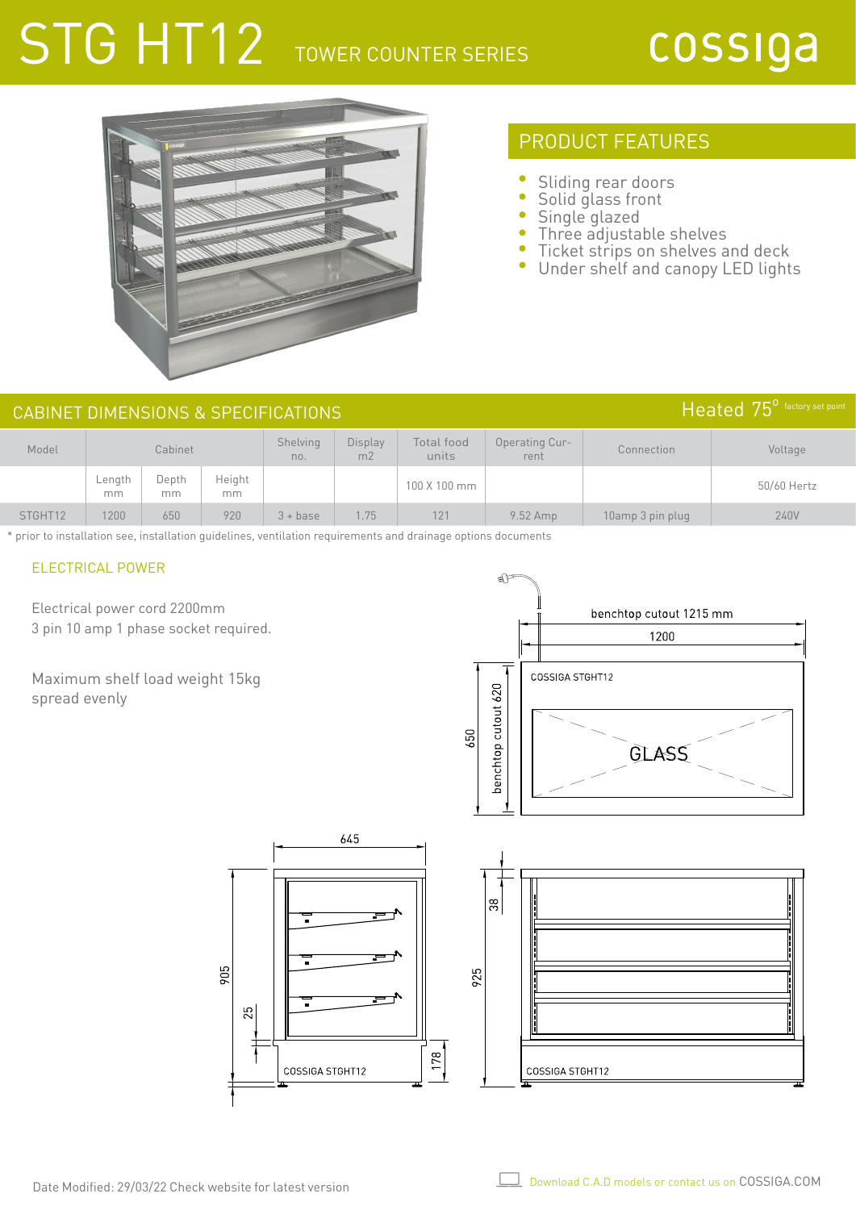# STG HT12 TOWER COUNTER SERIES

cossiga

## PRODUCT FEATURES

- Sliding rear doors
- Solid glass front
- Single glazed
- Three adjustable shelves
- Ticket strips on shelves and deck
- Under shelf and canopy LED lights

## CABINET DIMENSIONS & SPECIFICATIONS

Heated 75° factory set point

| Model | Cabinet | | | Shelving no. | Display m2 | Total food units | Operating Current | Connection | Voltage |
|---|---|---|---|---|---|---|---|---|---|
| | Length mm | Depth mm | Height mm | | | 100 X 100 mm | | | 50/60 Hertz |
| STGHT12 | 1200 | 650 | 920 | 3 + base | 1.75 | 121 | 9.52 Amp | 10amp 3 pin plug | 240V |

* prior to installation see, installation guidelines, ventilation requirements and drainage options documents

### ELECTRICAL POWER

Electrical power cord 2200mm
3 pin 10 amp 1 phase socket required.

Maximum shelf load weight 15kg
spread evenly

benchtop cutout 1215 mm
1200
650
benchtop cutout 620
COSSIGA STGHT12
GLASS

645
905
25
178
COSSIGA STGHT12

38
925
COSSIGA STGHT12

Date Modified: 29/03/22 Check website for latest version

Download C.A.D models or contact us on COSSIGA.COM